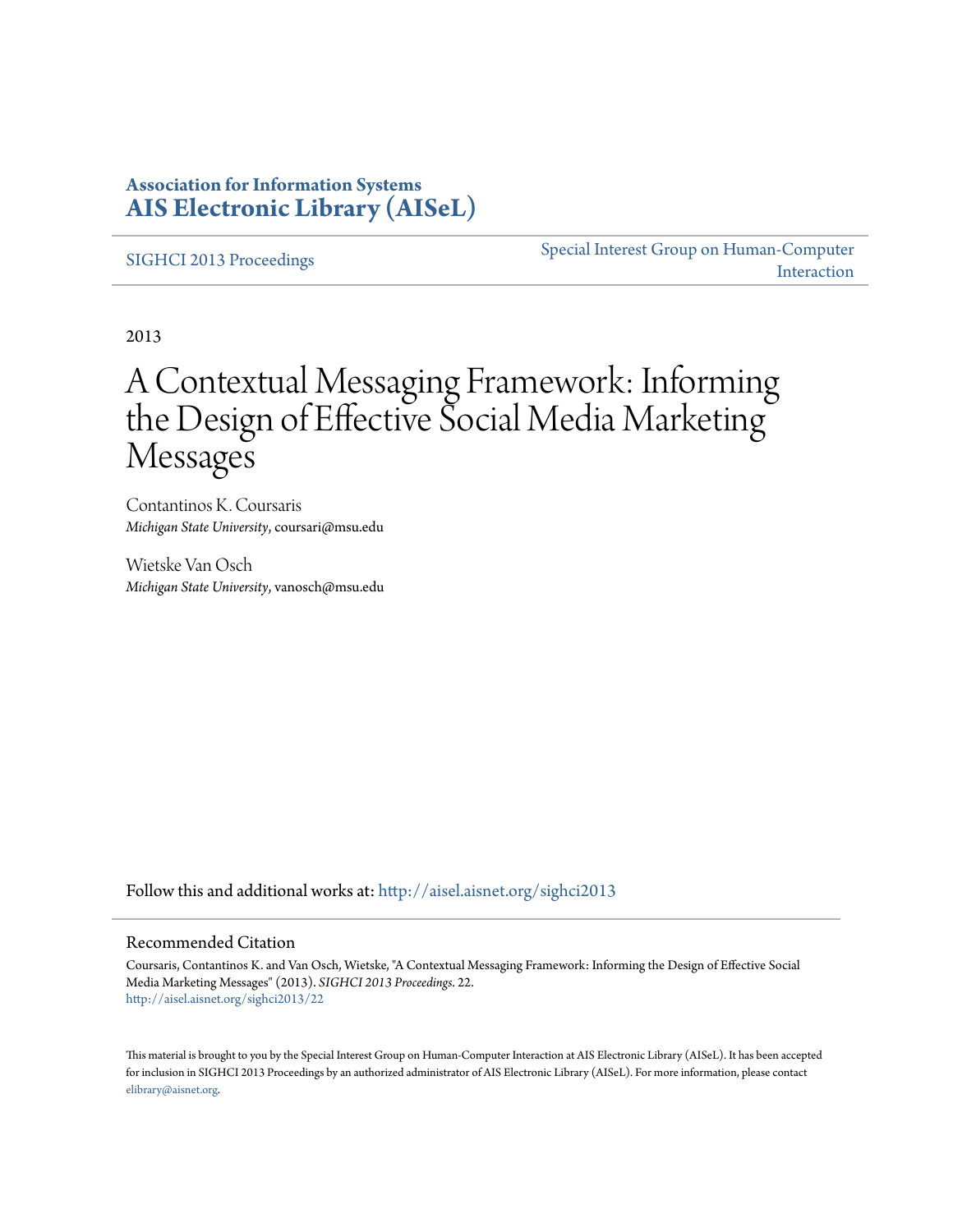**Association for Information Systems**
**AIS Electronic Library (AISeL)**

SIGHCI 2013 Proceedings | Special Interest Group on Human-Computer Interaction

2013

# A Contextual Messaging Framework: Informing the Design of Effective Social Media Marketing Messages

Contantinos K. Coursaris
*Michigan State University*, coursari@msu.edu

Wietske Van Osch
*Michigan State University*, vanosch@msu.edu

Follow this and additional works at: http://aisel.aisnet.org/sighci2013

## Recommended Citation

Coursaris, Contantinos K. and Van Osch, Wietske, "A Contextual Messaging Framework: Informing the Design of Effective Social Media Marketing Messages" (2013). *SIGHCI 2013 Proceedings*. 22.
http://aisel.aisnet.org/sighci2013/22

This material is brought to you by the Special Interest Group on Human-Computer Interaction at AIS Electronic Library (AISeL). It has been accepted for inclusion in SIGHCI 2013 Proceedings by an authorized administrator of AIS Electronic Library (AISeL). For more information, please contact elibrary@aisnet.org.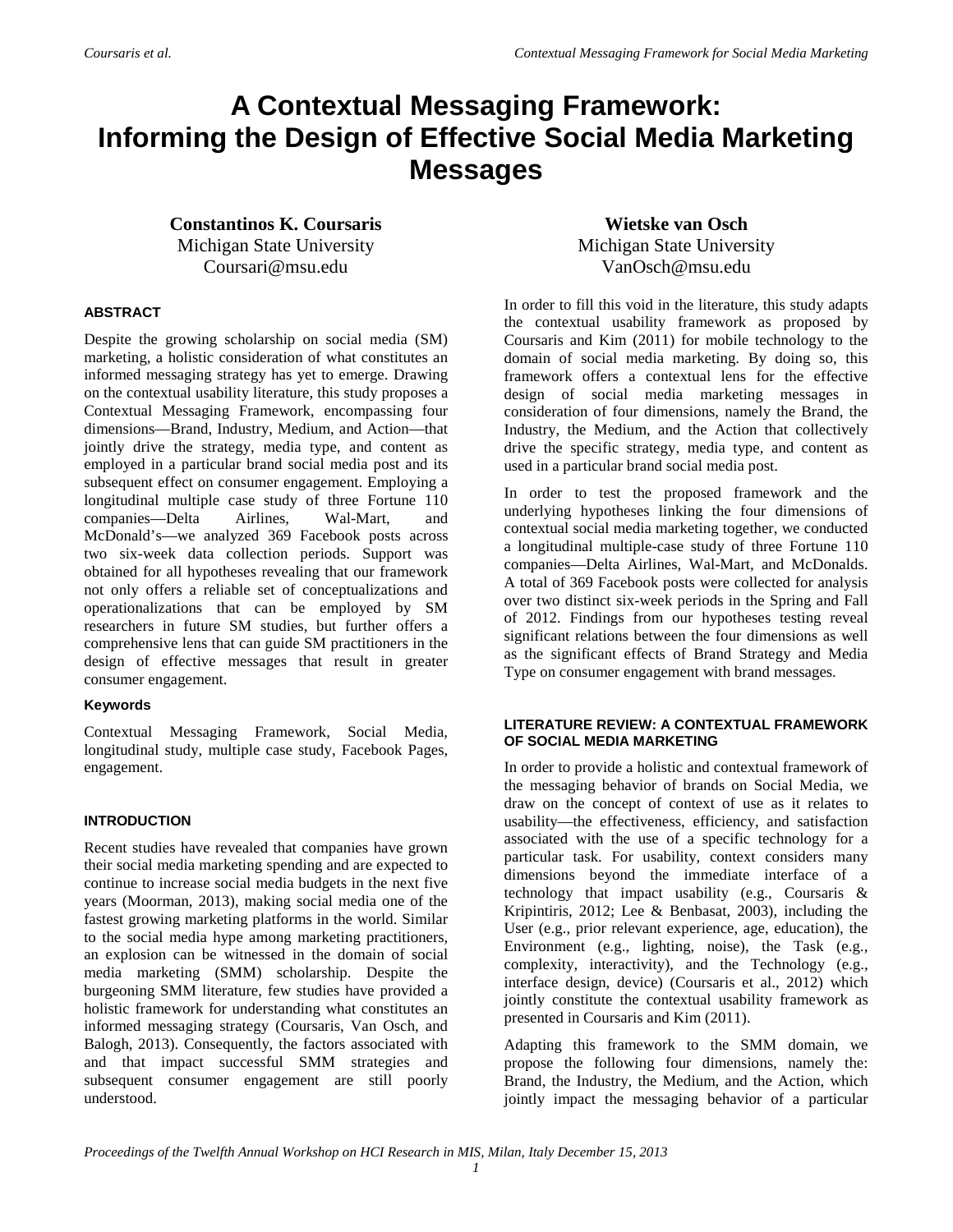# A Contextual Messaging Framework: Informing the Design of Effective Social Media Marketing Messages

**Constantinos K. Coursaris**
Michigan State University
Coursari@msu.edu

**Wietske van Osch**
Michigan State University
VanOsch@msu.edu

### ABSTRACT

Despite the growing scholarship on social media (SM) marketing, a holistic consideration of what constitutes an informed messaging strategy has yet to emerge. Drawing on the contextual usability literature, this study proposes a Contextual Messaging Framework, encompassing four dimensions—Brand, Industry, Medium, and Action—that jointly drive the strategy, media type, and content as employed in a particular brand social media post and its subsequent effect on consumer engagement. Employing a longitudinal multiple case study of three Fortune 110 companies—Delta Airlines, Wal-Mart, and McDonald's—we analyzed 369 Facebook posts across two six-week data collection periods. Support was obtained for all hypotheses revealing that our framework not only offers a reliable set of conceptualizations and operationalizations that can be employed by SM researchers in future SM studies, but further offers a comprehensive lens that can guide SM practitioners in the design of effective messages that result in greater consumer engagement.

#### Keywords

Contextual Messaging Framework, Social Media, longitudinal study, multiple case study, Facebook Pages, engagement.

### INTRODUCTION

Recent studies have revealed that companies have grown their social media marketing spending and are expected to continue to increase social media budgets in the next five years (Moorman, 2013), making social media one of the fastest growing marketing platforms in the world. Similar to the social media hype among marketing practitioners, an explosion can be witnessed in the domain of social media marketing (SMM) scholarship. Despite the burgeoning SMM literature, few studies have provided a holistic framework for understanding what constitutes an informed messaging strategy (Coursaris, Van Osch, and Balogh, 2013). Consequently, the factors associated with and that impact successful SMM strategies and subsequent consumer engagement are still poorly understood.

In order to fill this void in the literature, this study adapts the contextual usability framework as proposed by Coursaris and Kim (2011) for mobile technology to the domain of social media marketing. By doing so, this framework offers a contextual lens for the effective design of social media marketing messages in consideration of four dimensions, namely the Brand, the Industry, the Medium, and the Action that collectively drive the specific strategy, media type, and content as used in a particular brand social media post.

In order to test the proposed framework and the underlying hypotheses linking the four dimensions of contextual social media marketing together, we conducted a longitudinal multiple-case study of three Fortune 110 companies—Delta Airlines, Wal-Mart, and McDonalds. A total of 369 Facebook posts were collected for analysis over two distinct six-week periods in the Spring and Fall of 2012. Findings from our hypotheses testing reveal significant relations between the four dimensions as well as the significant effects of Brand Strategy and Media Type on consumer engagement with brand messages.

### LITERATURE REVIEW: A CONTEXTUAL FRAMEWORK OF SOCIAL MEDIA MARKETING

In order to provide a holistic and contextual framework of the messaging behavior of brands on Social Media, we draw on the concept of context of use as it relates to usability—the effectiveness, efficiency, and satisfaction associated with the use of a specific technology for a particular task. For usability, context considers many dimensions beyond the immediate interface of a technology that impact usability (e.g., Coursaris & Kripintiris, 2012; Lee & Benbasat, 2003), including the User (e.g., prior relevant experience, age, education), the Environment (e.g., lighting, noise), the Task (e.g., complexity, interactivity), and the Technology (e.g., interface design, device) (Coursaris et al., 2012) which jointly constitute the contextual usability framework as presented in Coursaris and Kim (2011).

Adapting this framework to the SMM domain, we propose the following four dimensions, namely the: Brand, the Industry, the Medium, and the Action, which jointly impact the messaging behavior of a particular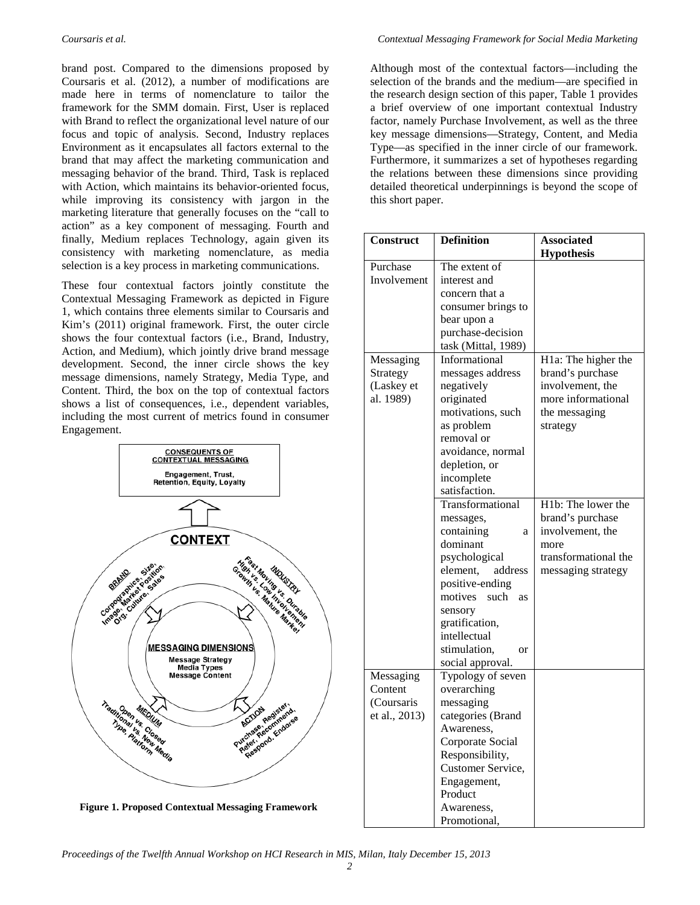brand post. Compared to the dimensions proposed by Coursaris et al. (2012), a number of modifications are made here in terms of nomenclature to tailor the framework for the SMM domain. First, User is replaced with Brand to reflect the organizational level nature of our focus and topic of analysis. Second, Industry replaces Environment as it encapsulates all factors external to the brand that may affect the marketing communication and messaging behavior of the brand. Third, Task is replaced with Action, which maintains its behavior-oriented focus, while improving its consistency with jargon in the marketing literature that generally focuses on the "call to action" as a key component of messaging. Fourth and finally, Medium replaces Technology, again given its consistency with marketing nomenclature, as media selection is a key process in marketing communications.

These four contextual factors jointly constitute the Contextual Messaging Framework as depicted in Figure 1, which contains three elements similar to Coursaris and Kim's (2011) original framework. First, the outer circle shows the four contextual factors (i.e., Brand, Industry, Action, and Medium), which jointly drive brand message development. Second, the inner circle shows the key message dimensions, namely Strategy, Media Type, and Content. Third, the box on the top of contextual factors shows a list of consequences, i.e., dependent variables, including the most current of metrics found in consumer Engagement.

**Figure 1. Proposed Contextual Messaging Framework**

Although most of the contextual factors—including the selection of the brands and the medium—are specified in the research design section of this paper, Table 1 provides a brief overview of one important contextual Industry factor, namely Purchase Involvement, as well as the three key message dimensions—Strategy, Content, and Media Type—as specified in the inner circle of our framework. Furthermore, it summarizes a set of hypotheses regarding the relations between these dimensions since providing detailed theoretical underpinnings is beyond the scope of this short paper.

| Construct | Definition | Associated Hypothesis |
|---|---|---|
| Purchase Involvement | The extent of interest and concern that a consumer brings to bear upon a purchase-decision task (Mittal, 1989) | |
| Messaging Strategy (Laskey et al. 1989) | Informational messages address negatively originated motivations, such as problem removal or avoidance, normal depletion, or incomplete satisfaction. | H1a: The higher the brand's purchase involvement, the more informational the messaging strategy |
| | Transformational messages, containing a dominant psychological element, address positive-ending motives such as sensory gratification, intellectual stimulation, or social approval. | H1b: The lower the brand's purchase involvement, the more transformational the messaging strategy |
| Messaging Content (Coursaris et al., 2013) | Typology of seven overarching messaging categories (Brand Awareness, Corporate Social Responsibility, Customer Service, Engagement, Product Awareness, Promotional, | |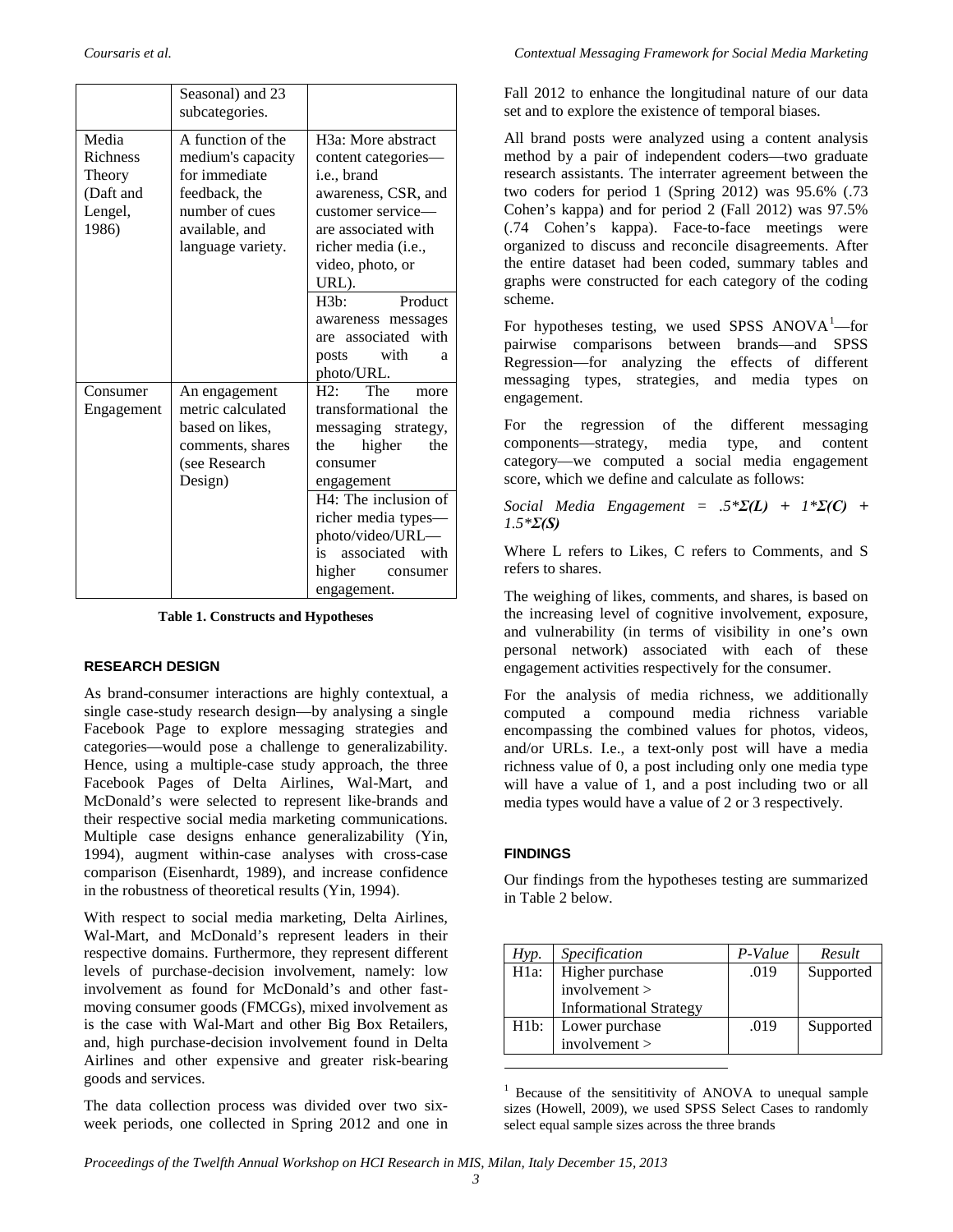|  | Seasonal) and 23 subcategories. |  |
| --- | --- | --- |
| Media Richness Theory (Daft and Lengel, 1986) | A function of the medium's capacity for immediate feedback, the number of cues available, and language variety. | H3a: More abstract content categories—i.e., brand awareness, CSR, and customer service—are associated with richer media (i.e., video, photo, or URL). |
|  |  | H3b: Product awareness messages are associated with posts with a photo/URL. |
| Consumer Engagement | An engagement metric calculated based on likes, comments, shares (see Research Design) | H2: The more transformational the messaging strategy, the higher the consumer engagement |
|  |  | H4: The inclusion of richer media types—photo/video/URL—is associated with higher consumer engagement. |

**Table 1. Constructs and Hypotheses**

## RESEARCH DESIGN

As brand-consumer interactions are highly contextual, a single case-study research design—by analysing a single Facebook Page to explore messaging strategies and categories—would pose a challenge to generalizability. Hence, using a multiple-case study approach, the three Facebook Pages of Delta Airlines, Wal-Mart, and McDonald's were selected to represent like-brands and their respective social media marketing communications. Multiple case designs enhance generalizability (Yin, 1994), augment within-case analyses with cross-case comparison (Eisenhardt, 1989), and increase confidence in the robustness of theoretical results (Yin, 1994).

With respect to social media marketing, Delta Airlines, Wal-Mart, and McDonald's represent leaders in their respective domains. Furthermore, they represent different levels of purchase-decision involvement, namely: low involvement as found for McDonald's and other fast-moving consumer goods (FMCGs), mixed involvement as is the case with Wal-Mart and other Big Box Retailers, and, high purchase-decision involvement found in Delta Airlines and other expensive and greater risk-bearing goods and services.

The data collection process was divided over two six-week periods, one collected in Spring 2012 and one in Fall 2012 to enhance the longitudinal nature of our data set and to explore the existence of temporal biases.

All brand posts were analyzed using a content analysis method by a pair of independent coders—two graduate research assistants. The interrater agreement between the two coders for period 1 (Spring 2012) was 95.6% (.73 Cohen's kappa) and for period 2 (Fall 2012) was 97.5% (.74 Cohen's kappa). Face-to-face meetings were organized to discuss and reconcile disagreements. After the entire dataset had been coded, summary tables and graphs were constructed for each category of the coding scheme.

For hypotheses testing, we used SPSS ANOVA[1]—for pairwise comparisons between brands—and SPSS Regression—for analyzing the effects of different messaging types, strategies, and media types on engagement.

For the regression of the different messaging components—strategy, media type, and content category—we computed a social media engagement score, which we define and calculate as follows:

$$Social\ Media\ Engagement = .5*\Sigma(L) + 1*\Sigma(C) + 1.5*\Sigma(S)$$

Where L refers to Likes, C refers to Comments, and S refers to shares.

The weighing of likes, comments, and shares, is based on the increasing level of cognitive involvement, exposure, and vulnerability (in terms of visibility in one's own personal network) associated with each of these engagement activities respectively for the consumer.

For the analysis of media richness, we additionally computed a compound media richness variable encompassing the combined values for photos, videos, and/or URLs. I.e., a text-only post will have a media richness value of 0, a post including only one media type will have a value of 1, and a post including two or all media types would have a value of 2 or 3 respectively.

## FINDINGS

Our findings from the hypotheses testing are summarized in Table 2 below.

| *Hyp.* | *Specification* | *P-Value* | *Result* |
| --- | --- | --- | --- |
| H1a: | Higher purchase involvement > Informational Strategy | .019 | Supported |
| H1b: | Lower purchase involvement > | .019 | Supported |

[1] Because of the sensititivity of ANOVA to unequal sample sizes (Howell, 2009), we used SPSS Select Cases to randomly select equal sample sizes across the three brands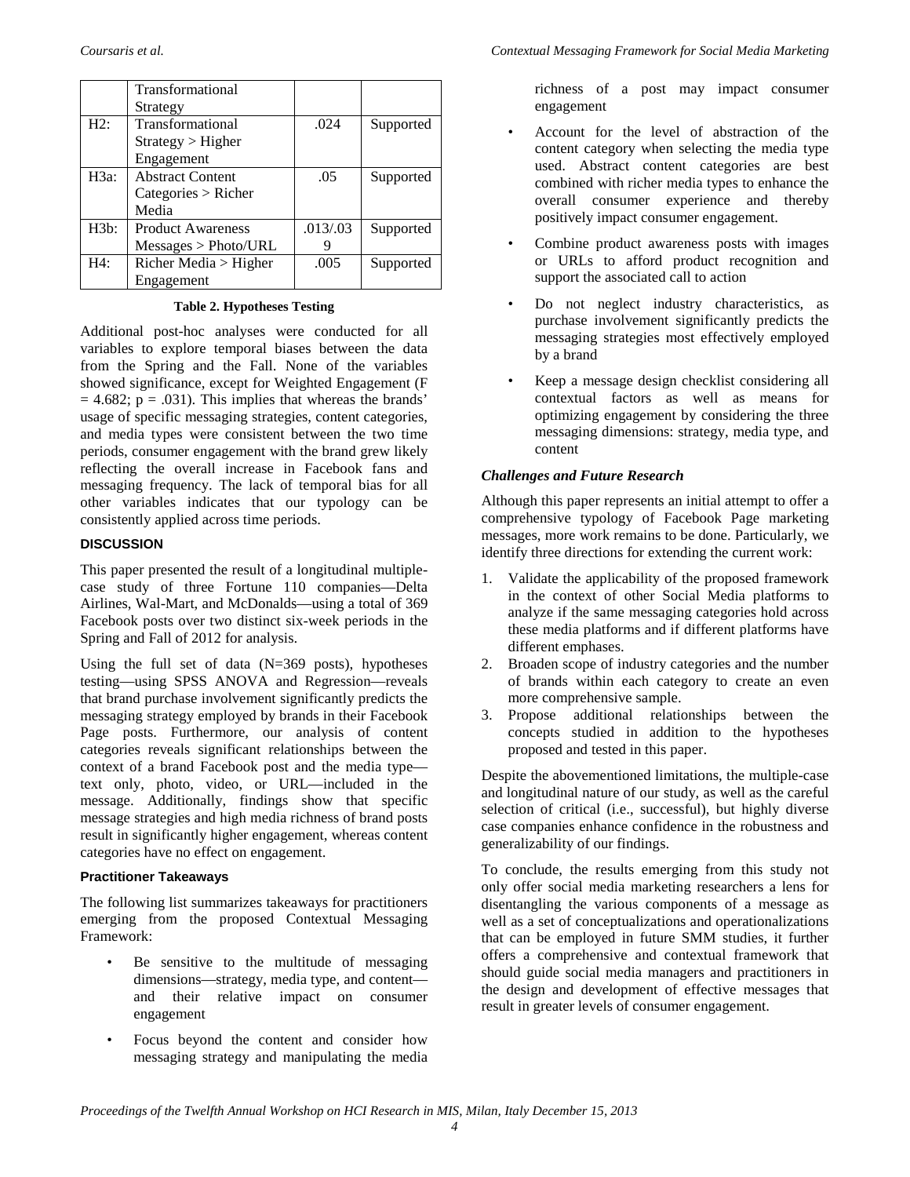|  | Transformational Strategy |  |  |
| --- | --- | --- | --- |
| H2: | Transformational Strategy > Higher Engagement | .024 | Supported |
| H3a: | Abstract Content Categories > Richer Media | .05 | Supported |
| H3b: | Product Awareness Messages > Photo/URL | .013/.039 | Supported |
| H4: | Richer Media > Higher Engagement | .005 | Supported |

**Table 2. Hypotheses Testing**

Additional post-hoc analyses were conducted for all variables to explore temporal biases between the data from the Spring and the Fall. None of the variables showed significance, except for Weighted Engagement ($F = 4.682$; $p = .031$). This implies that whereas the brands' usage of specific messaging strategies, content categories, and media types were consistent between the two time periods, consumer engagement with the brand grew likely reflecting the overall increase in Facebook fans and messaging frequency. The lack of temporal bias for all other variables indicates that our typology can be consistently applied across time periods.

## DISCUSSION

This paper presented the result of a longitudinal multiple-case study of three Fortune 110 companies—Delta Airlines, Wal-Mart, and McDonalds—using a total of 369 Facebook posts over two distinct six-week periods in the Spring and Fall of 2012 for analysis.

Using the full set of data (N=369 posts), hypotheses testing—using SPSS ANOVA and Regression—reveals that brand purchase involvement significantly predicts the messaging strategy employed by brands in their Facebook Page posts. Furthermore, our analysis of content categories reveals significant relationships between the context of a brand Facebook post and the media type—text only, photo, video, or URL—included in the message. Additionally, findings show that specific message strategies and high media richness of brand posts result in significantly higher engagement, whereas content categories have no effect on engagement.

### Practitioner Takeaways

The following list summarizes takeaways for practitioners emerging from the proposed Contextual Messaging Framework:

- Be sensitive to the multitude of messaging dimensions—strategy, media type, and content—and their relative impact on consumer engagement
- Focus beyond the content and consider how messaging strategy and manipulating the media richness of a post may impact consumer engagement
- Account for the level of abstraction of the content category when selecting the media type used. Abstract content categories are best combined with richer media types to enhance the overall consumer experience and thereby positively impact consumer engagement.
- Combine product awareness posts with images or URLs to afford product recognition and support the associated call to action
- Do not neglect industry characteristics, as purchase involvement significantly predicts the messaging strategies most effectively employed by a brand
- Keep a message design checklist considering all contextual factors as well as means for optimizing engagement by considering the three messaging dimensions: strategy, media type, and content

### *Challenges and Future Research*

Although this paper represents an initial attempt to offer a comprehensive typology of Facebook Page marketing messages, more work remains to be done. Particularly, we identify three directions for extending the current work:

1. Validate the applicability of the proposed framework in the context of other Social Media platforms to analyze if the same messaging categories hold across these media platforms and if different platforms have different emphases.
2. Broaden scope of industry categories and the number of brands within each category to create an even more comprehensive sample.
3. Propose additional relationships between the concepts studied in addition to the hypotheses proposed and tested in this paper.

Despite the abovementioned limitations, the multiple-case and longitudinal nature of our study, as well as the careful selection of critical (i.e., successful), but highly diverse case companies enhance confidence in the robustness and generalizability of our findings.

To conclude, the results emerging from this study not only offer social media marketing researchers a lens for disentangling the various components of a message as well as a set of conceptualizations and operationalizations that can be employed in future SMM studies, it further offers a comprehensive and contextual framework that should guide social media managers and practitioners in the design and development of effective messages that result in greater levels of consumer engagement.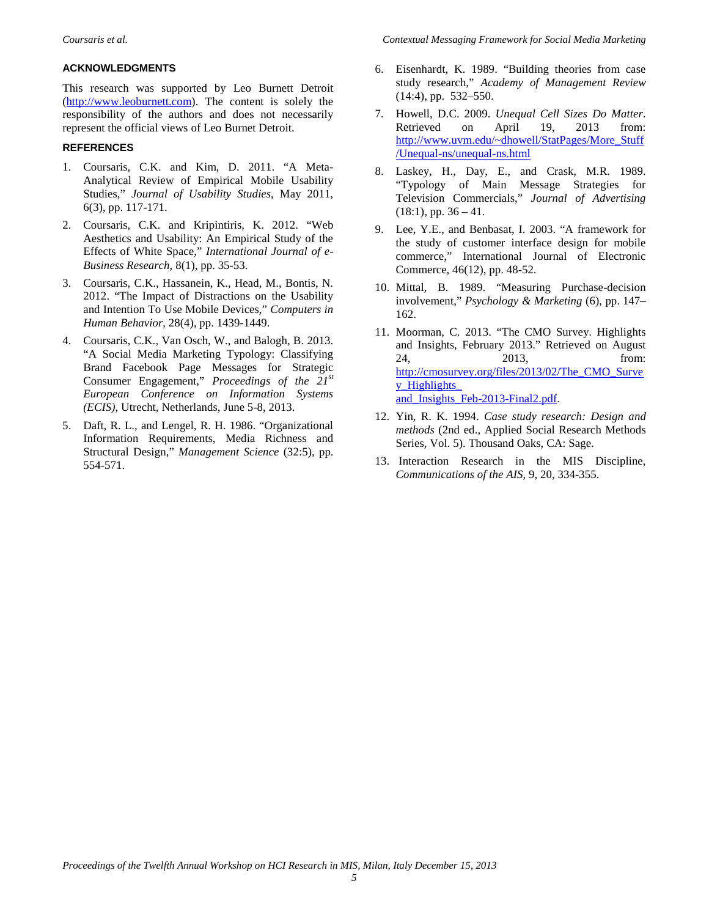## ACKNOWLEDGMENTS

This research was supported by Leo Burnett Detroit (http://www.leoburnett.com). The content is solely the responsibility of the authors and does not necessarily represent the official views of Leo Burnet Detroit.

## REFERENCES

1. Coursaris, C.K. and Kim, D. 2011. "A Meta-Analytical Review of Empirical Mobile Usability Studies," *Journal of Usability Studies*, May 2011, 6(3), pp. 117-171.
2. Coursaris, C.K. and Kripintiris, K. 2012. "Web Aesthetics and Usability: An Empirical Study of the Effects of White Space," *International Journal of e-Business Research*, 8(1), pp. 35-53.
3. Coursaris, C.K., Hassanein, K., Head, M., Bontis, N. 2012. "The Impact of Distractions on the Usability and Intention To Use Mobile Devices," *Computers in Human Behavior*, 28(4), pp. 1439-1449.
4. Coursaris, C.K., Van Osch, W., and Balogh, B. 2013. "A Social Media Marketing Typology: Classifying Brand Facebook Page Messages for Strategic Consumer Engagement," *Proceedings of the 21st European Conference on Information Systems (ECIS)*, Utrecht, Netherlands, June 5-8, 2013.
5. Daft, R. L., and Lengel, R. H. 1986. "Organizational Information Requirements, Media Richness and Structural Design," *Management Science* (32:5), pp. 554-571.
6. Eisenhardt, K. 1989. "Building theories from case study research," *Academy of Management Review* (14:4), pp. 532–550.
7. Howell, D.C. 2009. *Unequal Cell Sizes Do Matter*. Retrieved on April 19, 2013 from: http://www.uvm.edu/~dhowell/StatPages/More_Stuff/Unequal-ns/unequal-ns.html
8. Laskey, H., Day, E., and Crask, M.R. 1989. "Typology of Main Message Strategies for Television Commercials," *Journal of Advertising* (18:1), pp. 36 – 41.
9. Lee, Y.E., and Benbasat, I. 2003. "A framework for the study of customer interface design for mobile commerce," International Journal of Electronic Commerce, 46(12), pp. 48-52.
10. Mittal, B. 1989. "Measuring Purchase-decision involvement," *Psychology & Marketing* (6), pp. 147–162.
11. Moorman, C. 2013. "The CMO Survey. Highlights and Insights, February 2013." Retrieved on August 24, 2013, from: http://cmosurvey.org/files/2013/02/The_CMO_Survey_Highlights_and_Insights_Feb-2013-Final2.pdf.
12. Yin, R. K. 1994. *Case study research: Design and methods* (2nd ed., Applied Social Research Methods Series, Vol. 5). Thousand Oaks, CA: Sage.
13. Interaction Research in the MIS Discipline, *Communications of the AIS*, 9, 20, 334-355.